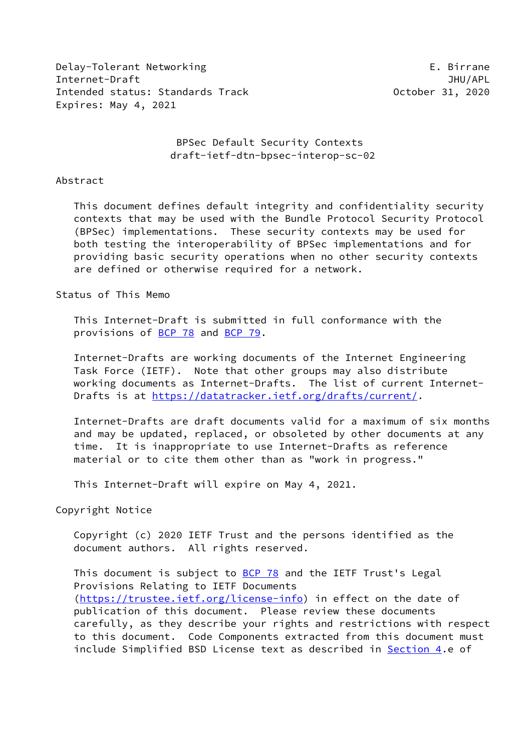Delay-Tolerant Networking E. Birrane
Internet-Draft JHU/APL
Intended status: Standards Track October 31, 2020
Expires: May 4, 2021

# BPSec Default Security Contexts
## draft-ietf-dtn-bpsec-interop-sc-02

## Abstract

This document defines default integrity and confidentiality security contexts that may be used with the Bundle Protocol Security Protocol (BPSec) implementations. These security contexts may be used for both testing the interoperability of BPSec implementations and for providing basic security operations when no other security contexts are defined or otherwise required for a network.

## Status of This Memo

This Internet-Draft is submitted in full conformance with the provisions of BCP 78 and BCP 79.

Internet-Drafts are working documents of the Internet Engineering Task Force (IETF). Note that other groups may also distribute working documents as Internet-Drafts. The list of current Internet-Drafts is at https://datatracker.ietf.org/drafts/current/.

Internet-Drafts are draft documents valid for a maximum of six months and may be updated, replaced, or obsoleted by other documents at any time. It is inappropriate to use Internet-Drafts as reference material or to cite them other than as "work in progress."

This Internet-Draft will expire on May 4, 2021.

## Copyright Notice

Copyright (c) 2020 IETF Trust and the persons identified as the document authors. All rights reserved.

This document is subject to BCP 78 and the IETF Trust's Legal Provisions Relating to IETF Documents (https://trustee.ietf.org/license-info) in effect on the date of publication of this document. Please review these documents carefully, as they describe your rights and restrictions with respect to this document. Code Components extracted from this document must include Simplified BSD License text as described in Section 4.e of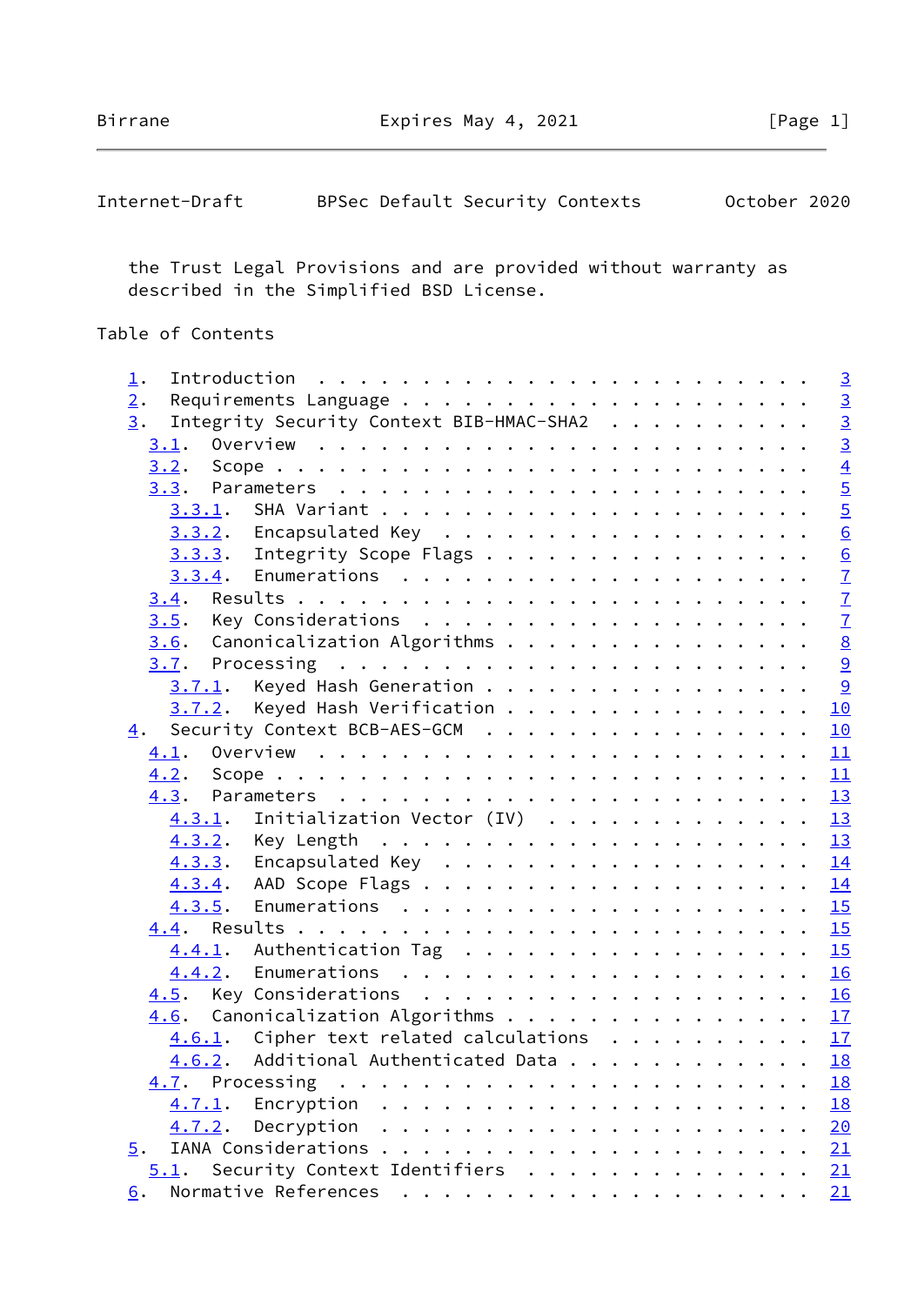the Trust Legal Provisions and are provided without warranty as described in the Simplified BSD License.

## Table of Contents

```
   1.  Introduction  . . . . . . . . . . . . . . . . . . . . . . . .   3
   2.  Requirements Language . . . . . . . . . . . . . . . . . . . .   3
   3.  Integrity Security Context BIB-HMAC-SHA2  . . . . . . . . . .   3
     3.1.  Overview  . . . . . . . . . . . . . . . . . . . . . . . .   3
     3.2.  Scope . . . . . . . . . . . . . . . . . . . . . . . . . .   4
     3.3.  Parameters  . . . . . . . . . . . . . . . . . . . . . . .   5
       3.3.1.  SHA Variant . . . . . . . . . . . . . . . . . . . . .   5
       3.3.2.  Encapsulated Key  . . . . . . . . . . . . . . . . . .   6
       3.3.3.  Integrity Scope Flags . . . . . . . . . . . . . . . .   6
       3.3.4.  Enumerations  . . . . . . . . . . . . . . . . . . . .   7
     3.4.  Results . . . . . . . . . . . . . . . . . . . . . . . . .   7
     3.5.  Key Considerations  . . . . . . . . . . . . . . . . . . .   7
     3.6.  Canonicalization Algorithms . . . . . . . . . . . . . . .   8
     3.7.  Processing  . . . . . . . . . . . . . . . . . . . . . . .   9
       3.7.1.  Keyed Hash Generation . . . . . . . . . . . . . . . .   9
       3.7.2.  Keyed Hash Verification . . . . . . . . . . . . . . .  10
   4.  Security Context BCB-AES-GCM  . . . . . . . . . . . . . . . .  10
     4.1.  Overview  . . . . . . . . . . . . . . . . . . . . . . . .  11
     4.2.  Scope . . . . . . . . . . . . . . . . . . . . . . . . . .  11
     4.3.  Parameters  . . . . . . . . . . . . . . . . . . . . . . .  13
       4.3.1.  Initialization Vector (IV)  . . . . . . . . . . . . .  13
       4.3.2.  Key Length  . . . . . . . . . . . . . . . . . . . . .  13
       4.3.3.  Encapsulated Key  . . . . . . . . . . . . . . . . . .  14
       4.3.4.  AAD Scope Flags . . . . . . . . . . . . . . . . . . .  14
       4.3.5.  Enumerations  . . . . . . . . . . . . . . . . . . . .  15
     4.4.  Results . . . . . . . . . . . . . . . . . . . . . . . . .  15
       4.4.1.  Authentication Tag  . . . . . . . . . . . . . . . . .  15
       4.4.2.  Enumerations  . . . . . . . . . . . . . . . . . . . .  16
     4.5.  Key Considerations  . . . . . . . . . . . . . . . . . . .  16
     4.6.  Canonicalization Algorithms . . . . . . . . . . . . . . .  17
       4.6.1.  Cipher text related calculations  . . . . . . . . . .  17
       4.6.2.  Additional Authenticated Data . . . . . . . . . . . .  18
     4.7.  Processing  . . . . . . . . . . . . . . . . . . . . . . .  18
       4.7.1.  Encryption  . . . . . . . . . . . . . . . . . . . . .  18
       4.7.2.  Decryption  . . . . . . . . . . . . . . . . . . . . .  20
   5.  IANA Considerations . . . . . . . . . . . . . . . . . . . . .  21
     5.1.  Security Context Identifiers  . . . . . . . . . . . . . .  21
   6.  Normative References  . . . . . . . . . . . . . . . . . . . .  21
```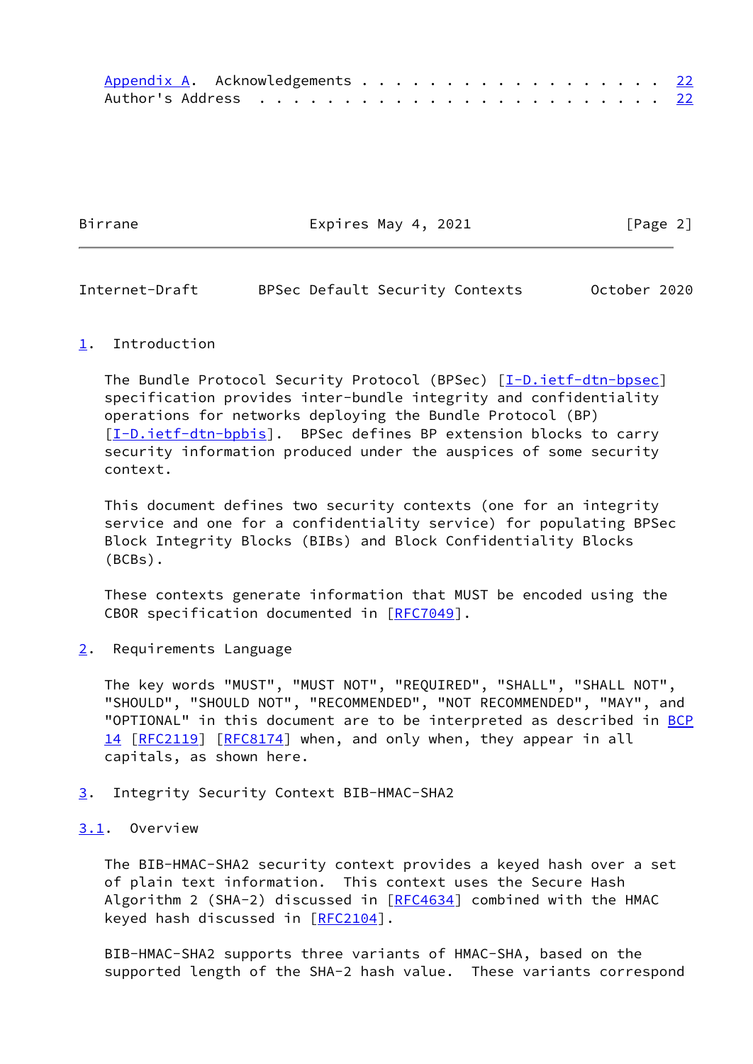Appendix A. Acknowledgements . . . . . . . . . . . . . . . . . . . 22
Author's Address . . . . . . . . . . . . . . . . . . . . . . . . 22

# 1. Introduction

The Bundle Protocol Security Protocol (BPSec) [I-D.ietf-dtn-bpsec] specification provides inter-bundle integrity and confidentiality operations for networks deploying the Bundle Protocol (BP) [I-D.ietf-dtn-bpbis]. BPSec defines BP extension blocks to carry security information produced under the auspices of some security context.

This document defines two security contexts (one for an integrity service and one for a confidentiality service) for populating BPSec Block Integrity Blocks (BIBs) and Block Confidentiality Blocks (BCBs).

These contexts generate information that MUST be encoded using the CBOR specification documented in [RFC7049].

# 2. Requirements Language

The key words "MUST", "MUST NOT", "REQUIRED", "SHALL", "SHALL NOT", "SHOULD", "SHOULD NOT", "RECOMMENDED", "NOT RECOMMENDED", "MAY", and "OPTIONAL" in this document are to be interpreted as described in BCP 14 [RFC2119] [RFC8174] when, and only when, they appear in all capitals, as shown here.

# 3. Integrity Security Context BIB-HMAC-SHA2

## 3.1. Overview

The BIB-HMAC-SHA2 security context provides a keyed hash over a set of plain text information. This context uses the Secure Hash Algorithm 2 (SHA-2) discussed in [RFC4634] combined with the HMAC keyed hash discussed in [RFC2104].

BIB-HMAC-SHA2 supports three variants of HMAC-SHA, based on the supported length of the SHA-2 hash value. These variants correspond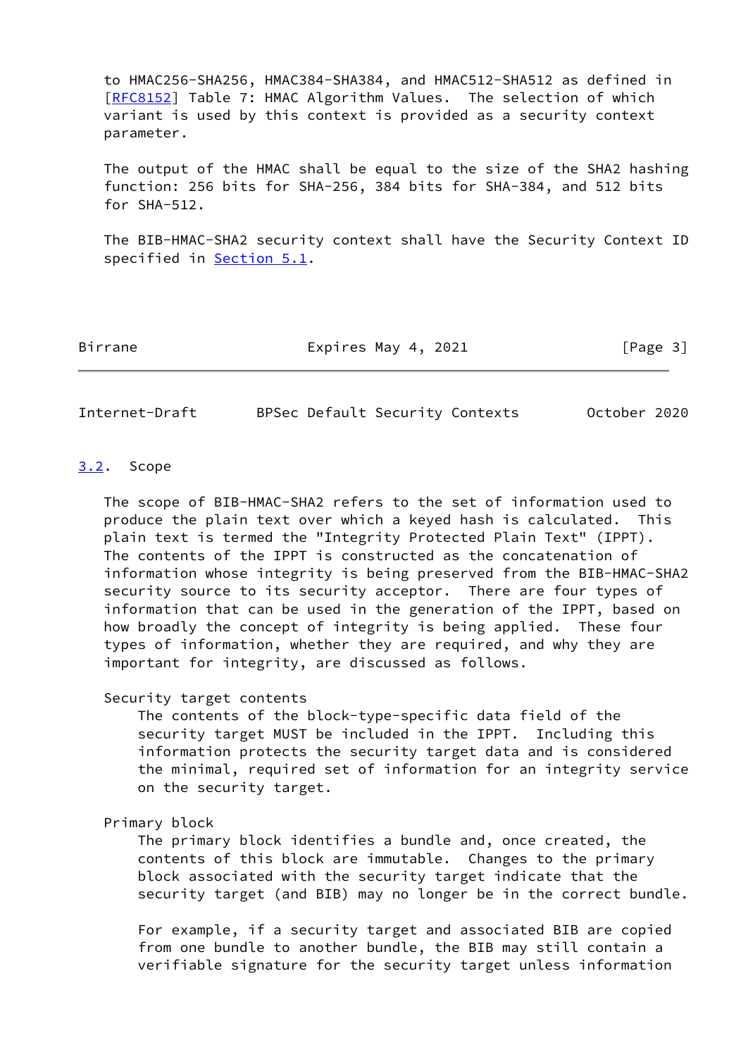to HMAC256-SHA256, HMAC384-SHA384, and HMAC512-SHA512 as defined in [RFC8152] Table 7: HMAC Algorithm Values. The selection of which variant is used by this context is provided as a security context parameter.

The output of the HMAC shall be equal to the size of the SHA2 hashing function: 256 bits for SHA-256, 384 bits for SHA-384, and 512 bits for SHA-512.

The BIB-HMAC-SHA2 security context shall have the Security Context ID specified in Section 5.1.

### 3.2. Scope

The scope of BIB-HMAC-SHA2 refers to the set of information used to produce the plain text over which a keyed hash is calculated. This plain text is termed the "Integrity Protected Plain Text" (IPPT). The contents of the IPPT is constructed as the concatenation of information whose integrity is being preserved from the BIB-HMAC-SHA2 security source to its security acceptor. There are four types of information that can be used in the generation of the IPPT, based on how broadly the concept of integrity is being applied. These four types of information, whether they are required, and why they are important for integrity, are discussed as follows.

Security target contents
: The contents of the block-type-specific data field of the security target MUST be included in the IPPT. Including this information protects the security target data and is considered the minimal, required set of information for an integrity service on the security target.

Primary block
: The primary block identifies a bundle and, once created, the contents of this block are immutable. Changes to the primary block associated with the security target indicate that the security target (and BIB) may no longer be in the correct bundle.

For example, if a security target and associated BIB are copied from one bundle to another bundle, the BIB may still contain a verifiable signature for the security target unless information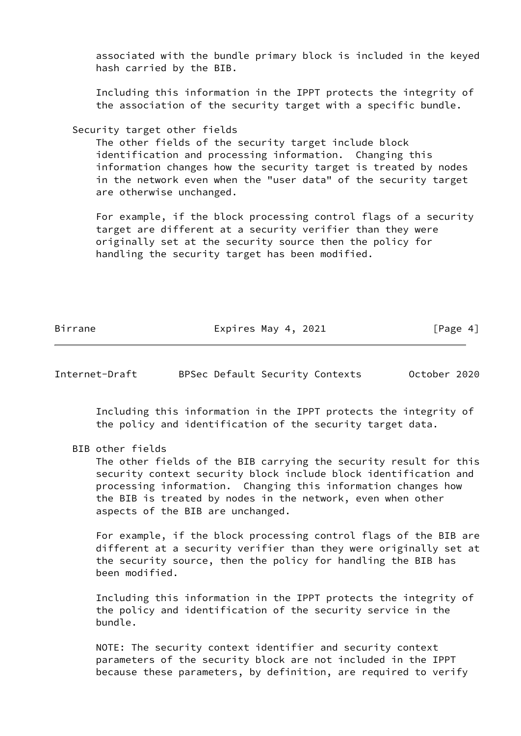associated with the bundle primary block is included in the keyed hash carried by the BIB.

Including this information in the IPPT protects the integrity of the association of the security target with a specific bundle.

Security target other fields

The other fields of the security target include block identification and processing information. Changing this information changes how the security target is treated by nodes in the network even when the "user data" of the security target are otherwise unchanged.

For example, if the block processing control flags of a security target are different at a security verifier than they were originally set at the security source then the policy for handling the security target has been modified.

Including this information in the IPPT protects the integrity of the policy and identification of the security target data.

BIB other fields

The other fields of the BIB carrying the security result for this security context security block include block identification and processing information. Changing this information changes how the BIB is treated by nodes in the network, even when other aspects of the BIB are unchanged.

For example, if the block processing control flags of the BIB are different at a security verifier than they were originally set at the security source, then the policy for handling the BIB has been modified.

Including this information in the IPPT protects the integrity of the policy and identification of the security service in the bundle.

NOTE: The security context identifier and security context parameters of the security block are not included in the IPPT because these parameters, by definition, are required to verify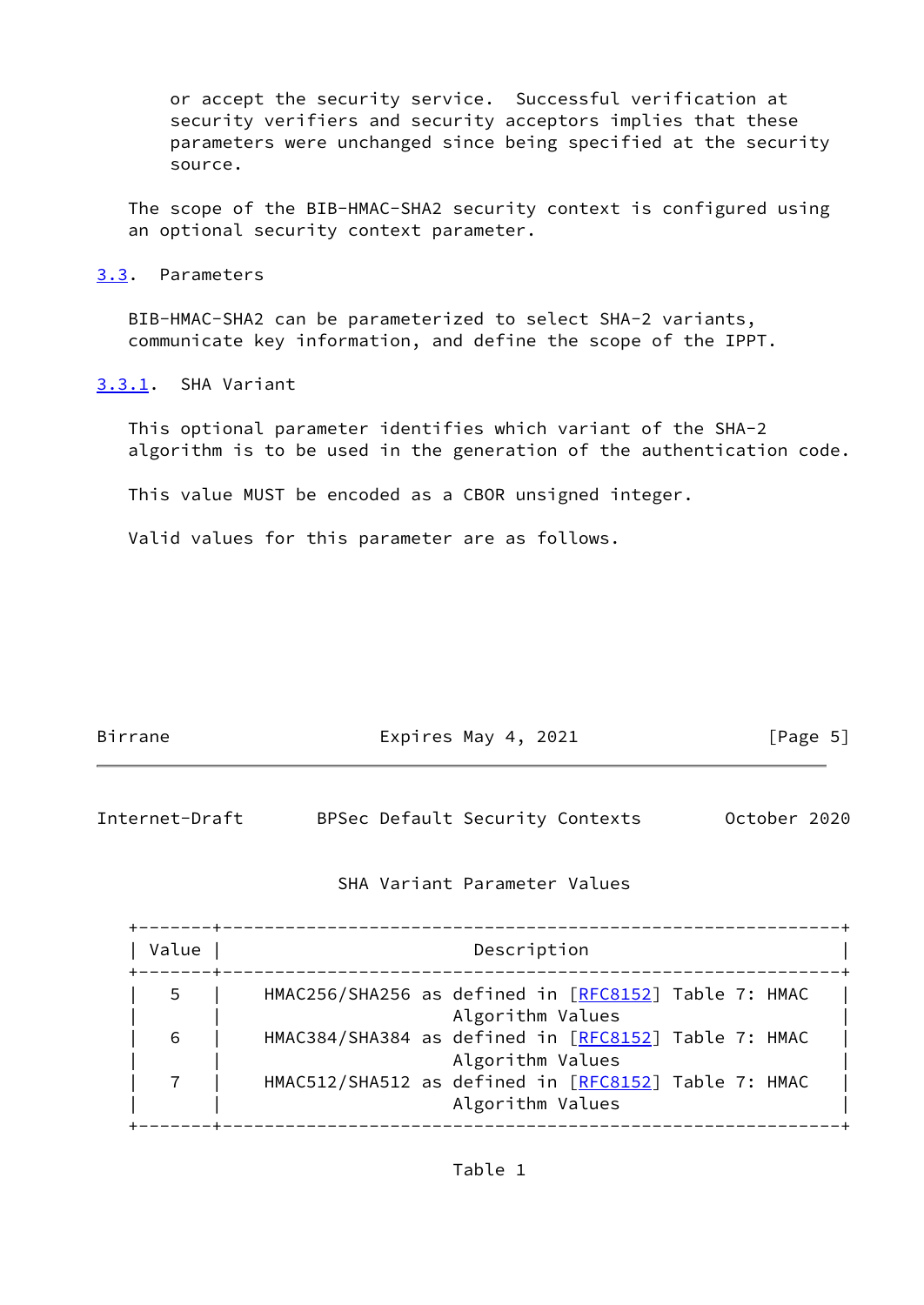or accept the security service. Successful verification at security verifiers and security acceptors implies that these parameters were unchanged since being specified at the security source.

The scope of the BIB-HMAC-SHA2 security context is configured using an optional security context parameter.

### 3.3. Parameters

BIB-HMAC-SHA2 can be parameterized to select SHA-2 variants, communicate key information, and define the scope of the IPPT.

#### 3.3.1. SHA Variant

This optional parameter identifies which variant of the SHA-2 algorithm is to be used in the generation of the authentication code.

This value MUST be encoded as a CBOR unsigned integer.

Valid values for this parameter are as follows.

SHA Variant Parameter Values

| Value | Description |
| --- | --- |
| 5 | HMAC256/SHA256 as defined in [RFC8152] Table 7: HMAC Algorithm Values |
| 6 | HMAC384/SHA384 as defined in [RFC8152] Table 7: HMAC Algorithm Values |
| 7 | HMAC512/SHA512 as defined in [RFC8152] Table 7: HMAC Algorithm Values |

Table 1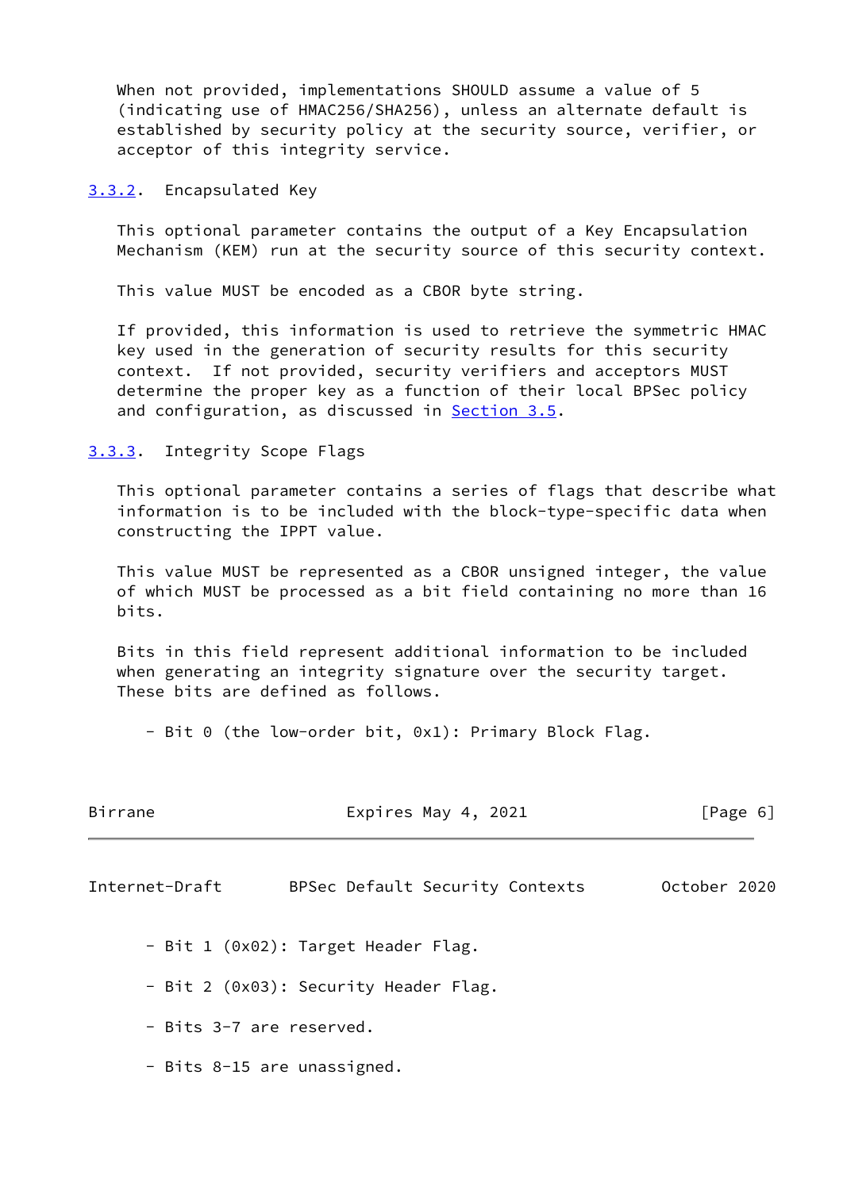When not provided, implementations SHOULD assume a value of 5 (indicating use of HMAC256/SHA256), unless an alternate default is established by security policy at the security source, verifier, or acceptor of this integrity service.

### 3.3.2. Encapsulated Key

This optional parameter contains the output of a Key Encapsulation Mechanism (KEM) run at the security source of this security context.

This value MUST be encoded as a CBOR byte string.

If provided, this information is used to retrieve the symmetric HMAC key used in the generation of security results for this security context. If not provided, security verifiers and acceptors MUST determine the proper key as a function of their local BPSec policy and configuration, as discussed in Section 3.5.

### 3.3.3. Integrity Scope Flags

This optional parameter contains a series of flags that describe what information is to be included with the block-type-specific data when constructing the IPPT value.

This value MUST be represented as a CBOR unsigned integer, the value of which MUST be processed as a bit field containing no more than 16 bits.

Bits in this field represent additional information to be included when generating an integrity signature over the security target. These bits are defined as follows.

- Bit 0 (the low-order bit, 0x1): Primary Block Flag.
- Bit 1 (0x02): Target Header Flag.
- Bit 2 (0x03): Security Header Flag.
- Bits 3-7 are reserved.
- Bits 8-15 are unassigned.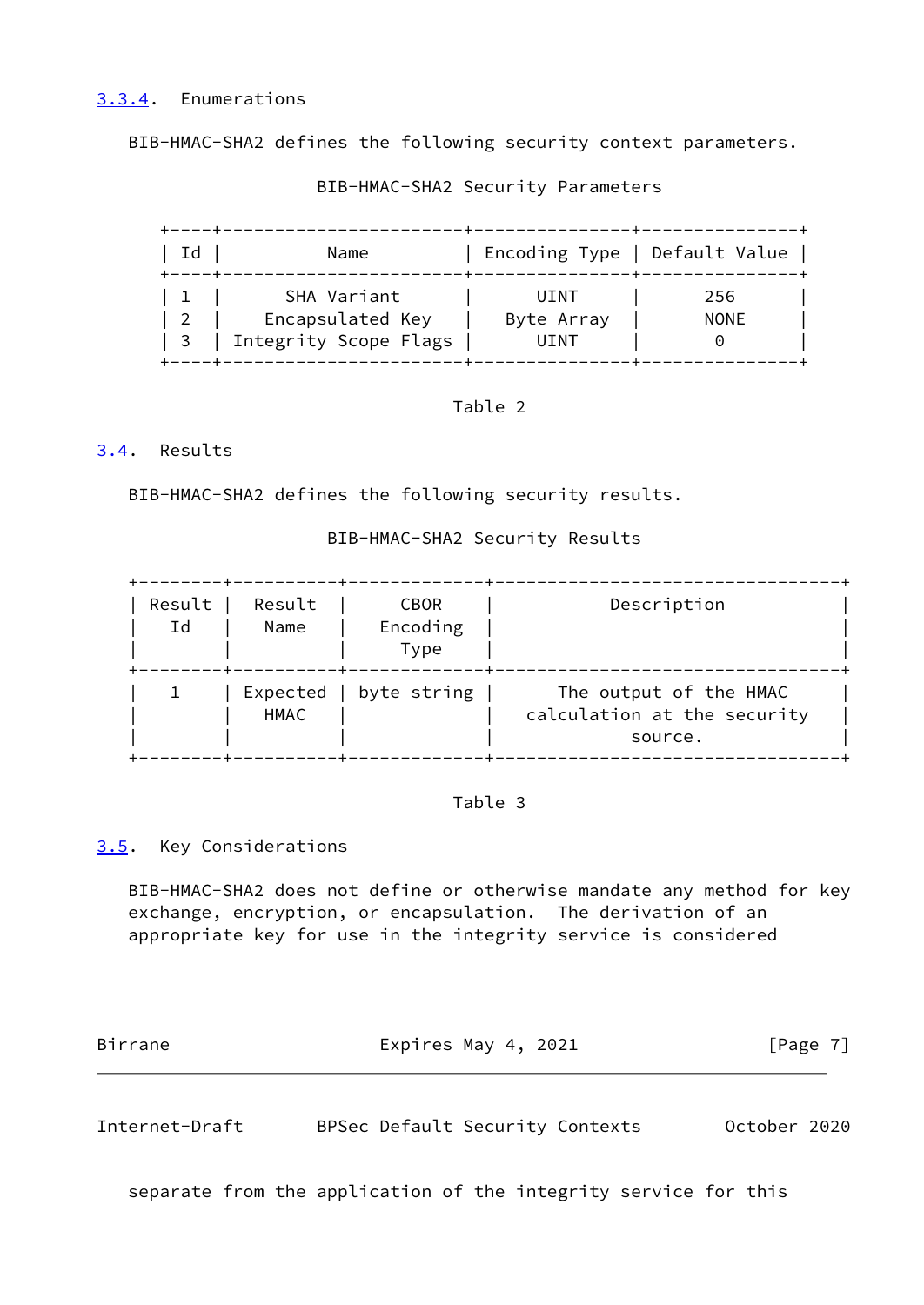#### 3.3.4. Enumerations

BIB-HMAC-SHA2 defines the following security context parameters.

BIB-HMAC-SHA2 Security Parameters

| Id | Name | Encoding Type | Default Value |
|---|---|---|---|
| 1 | SHA Variant | UINT | 256 |
| 2 | Encapsulated Key | Byte Array | NONE |
| 3 | Integrity Scope Flags | UINT | 0 |

Table 2

### 3.4. Results

BIB-HMAC-SHA2 defines the following security results.

BIB-HMAC-SHA2 Security Results

| Result Id | Result Name | CBOR Encoding Type | Description |
|---|---|---|---|
| 1 | Expected HMAC | byte string | The output of the HMAC calculation at the security source. |

Table 3

### 3.5. Key Considerations

BIB-HMAC-SHA2 does not define or otherwise mandate any method for key exchange, encryption, or encapsulation. The derivation of an appropriate key for use in the integrity service is considered separate from the application of the integrity service for this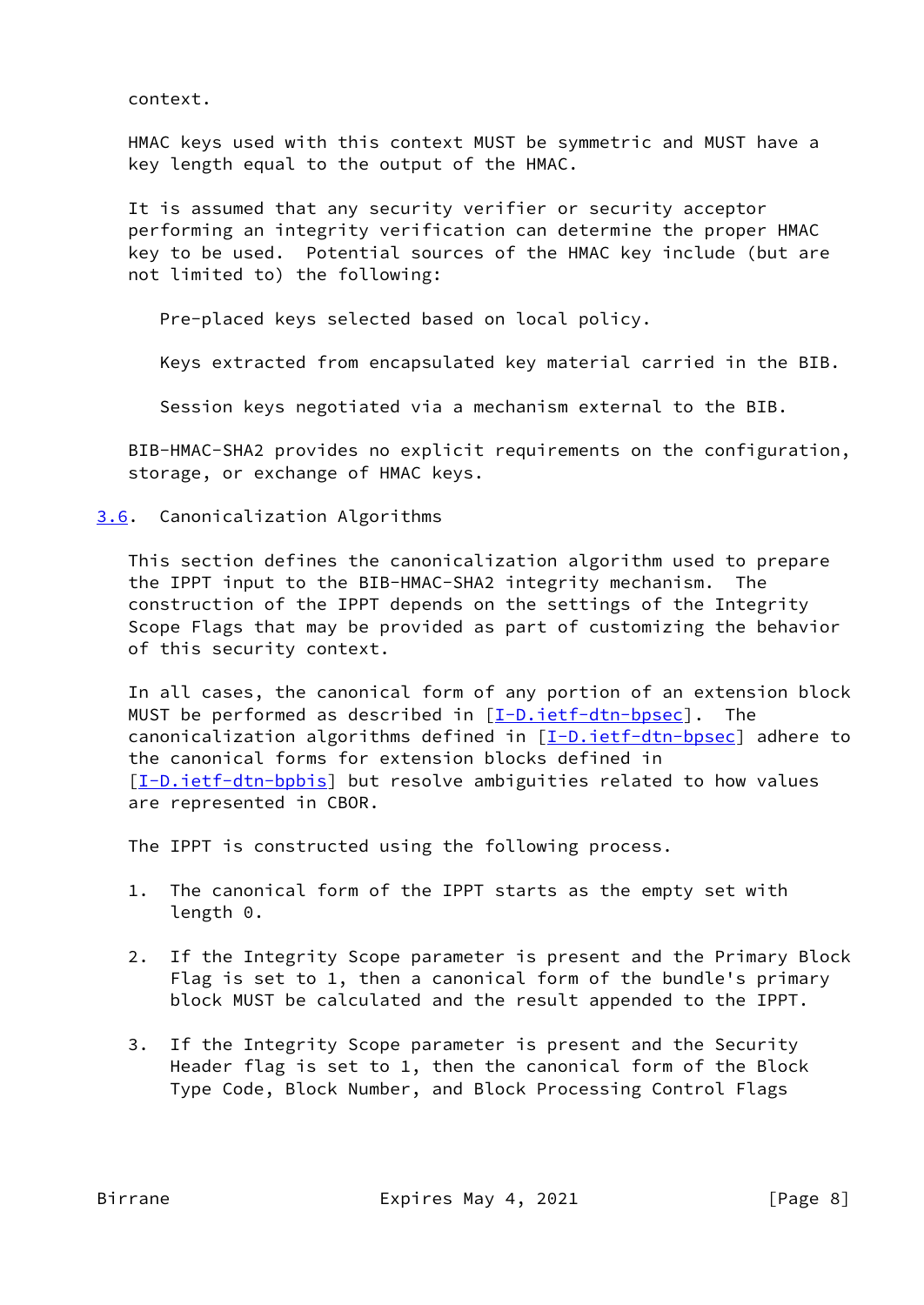context.

HMAC keys used with this context MUST be symmetric and MUST have a key length equal to the output of the HMAC.

It is assumed that any security verifier or security acceptor performing an integrity verification can determine the proper HMAC key to be used. Potential sources of the HMAC key include (but are not limited to) the following:

Pre-placed keys selected based on local policy.

Keys extracted from encapsulated key material carried in the BIB.

Session keys negotiated via a mechanism external to the BIB.

BIB-HMAC-SHA2 provides no explicit requirements on the configuration, storage, or exchange of HMAC keys.

### 3.6. Canonicalization Algorithms

This section defines the canonicalization algorithm used to prepare the IPPT input to the BIB-HMAC-SHA2 integrity mechanism. The construction of the IPPT depends on the settings of the Integrity Scope Flags that may be provided as part of customizing the behavior of this security context.

In all cases, the canonical form of any portion of an extension block MUST be performed as described in [I-D.ietf-dtn-bpsec]. The canonicalization algorithms defined in [I-D.ietf-dtn-bpsec] adhere to the canonical forms for extension blocks defined in [I-D.ietf-dtn-bpbis] but resolve ambiguities related to how values are represented in CBOR.

The IPPT is constructed using the following process.

1. The canonical form of the IPPT starts as the empty set with length 0.

2. If the Integrity Scope parameter is present and the Primary Block Flag is set to 1, then a canonical form of the bundle's primary block MUST be calculated and the result appended to the IPPT.

3. If the Integrity Scope parameter is present and the Security Header flag is set to 1, then the canonical form of the Block Type Code, Block Number, and Block Processing Control Flags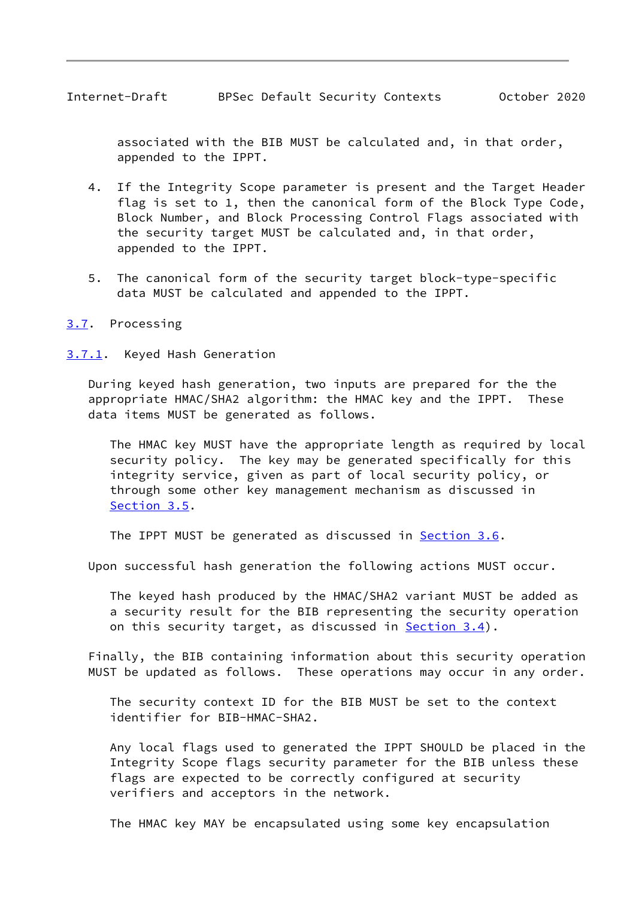associated with the BIB MUST be calculated and, in that order, appended to the IPPT.

4. If the Integrity Scope parameter is present and the Target Header flag is set to 1, then the canonical form of the Block Type Code, Block Number, and Block Processing Control Flags associated with the security target MUST be calculated and, in that order, appended to the IPPT.

5. The canonical form of the security target block-type-specific data MUST be calculated and appended to the IPPT.

## 3.7. Processing

### 3.7.1. Keyed Hash Generation

During keyed hash generation, two inputs are prepared for the the appropriate HMAC/SHA2 algorithm: the HMAC key and the IPPT. These data items MUST be generated as follows.

The HMAC key MUST have the appropriate length as required by local security policy. The key may be generated specifically for this integrity service, given as part of local security policy, or through some other key management mechanism as discussed in Section 3.5.

The IPPT MUST be generated as discussed in Section 3.6.

Upon successful hash generation the following actions MUST occur.

The keyed hash produced by the HMAC/SHA2 variant MUST be added as a security result for the BIB representing the security operation on this security target, as discussed in Section 3.4).

Finally, the BIB containing information about this security operation MUST be updated as follows. These operations may occur in any order.

The security context ID for the BIB MUST be set to the context identifier for BIB-HMAC-SHA2.

Any local flags used to generated the IPPT SHOULD be placed in the Integrity Scope flags security parameter for the BIB unless these flags are expected to be correctly configured at security verifiers and acceptors in the network.

The HMAC key MAY be encapsulated using some key encapsulation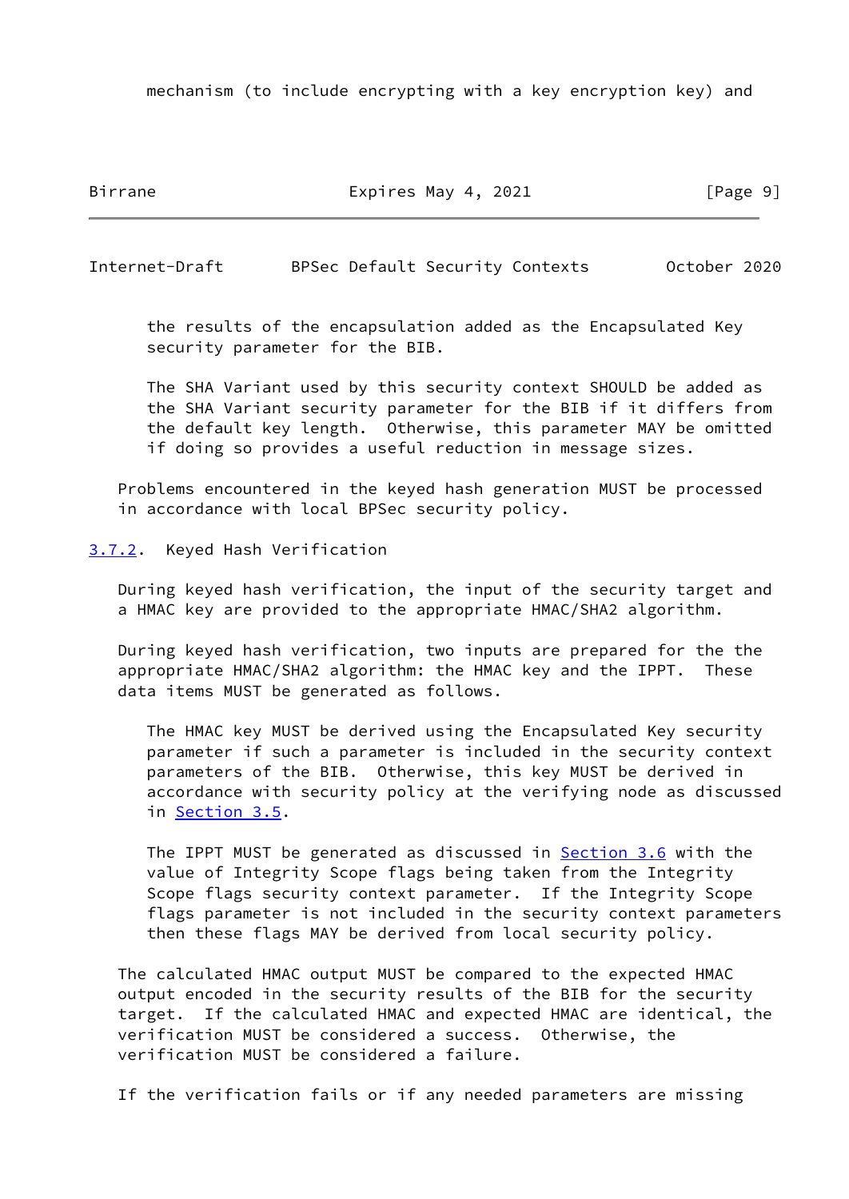mechanism (to include encrypting with a key encryption key) and the results of the encapsulation added as the Encapsulated Key security parameter for the BIB.

The SHA Variant used by this security context SHOULD be added as the SHA Variant security parameter for the BIB if it differs from the default key length. Otherwise, this parameter MAY be omitted if doing so provides a useful reduction in message sizes.

Problems encountered in the keyed hash generation MUST be processed in accordance with local BPSec security policy.

### 3.7.2. Keyed Hash Verification

During keyed hash verification, the input of the security target and a HMAC key are provided to the appropriate HMAC/SHA2 algorithm.

During keyed hash verification, two inputs are prepared for the the appropriate HMAC/SHA2 algorithm: the HMAC key and the IPPT. These data items MUST be generated as follows.

The HMAC key MUST be derived using the Encapsulated Key security parameter if such a parameter is included in the security context parameters of the BIB. Otherwise, this key MUST be derived in accordance with security policy at the verifying node as discussed in Section 3.5.

The IPPT MUST be generated as discussed in Section 3.6 with the value of Integrity Scope flags being taken from the Integrity Scope flags security context parameter. If the Integrity Scope flags parameter is not included in the security context parameters then these flags MAY be derived from local security policy.

The calculated HMAC output MUST be compared to the expected HMAC output encoded in the security results of the BIB for the security target. If the calculated HMAC and expected HMAC are identical, the verification MUST be considered a success. Otherwise, the verification MUST be considered a failure.

If the verification fails or if any needed parameters are missing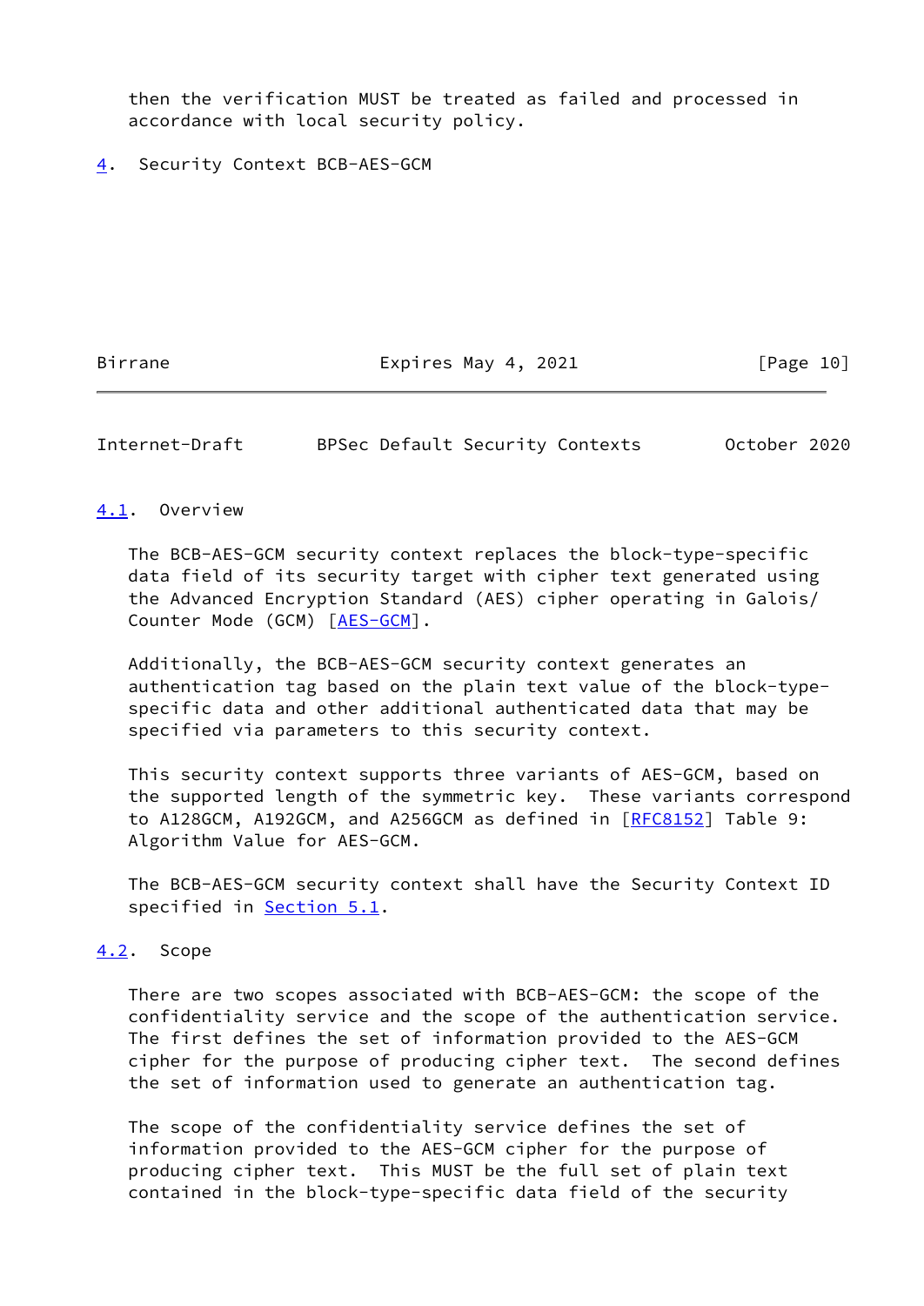then the verification MUST be treated as failed and processed in accordance with local security policy.

# 4. Security Context BCB-AES-GCM

## 4.1. Overview

The BCB-AES-GCM security context replaces the block-type-specific data field of its security target with cipher text generated using the Advanced Encryption Standard (AES) cipher operating in Galois/Counter Mode (GCM) [AES-GCM].

Additionally, the BCB-AES-GCM security context generates an authentication tag based on the plain text value of the block-type-specific data and other additional authenticated data that may be specified via parameters to this security context.

This security context supports three variants of AES-GCM, based on the supported length of the symmetric key. These variants correspond to A128GCM, A192GCM, and A256GCM as defined in [RFC8152] Table 9: Algorithm Value for AES-GCM.

The BCB-AES-GCM security context shall have the Security Context ID specified in Section 5.1.

## 4.2. Scope

There are two scopes associated with BCB-AES-GCM: the scope of the confidentiality service and the scope of the authentication service. The first defines the set of information provided to the AES-GCM cipher for the purpose of producing cipher text. The second defines the set of information used to generate an authentication tag.

The scope of the confidentiality service defines the set of information provided to the AES-GCM cipher for the purpose of producing cipher text. This MUST be the full set of plain text contained in the block-type-specific data field of the security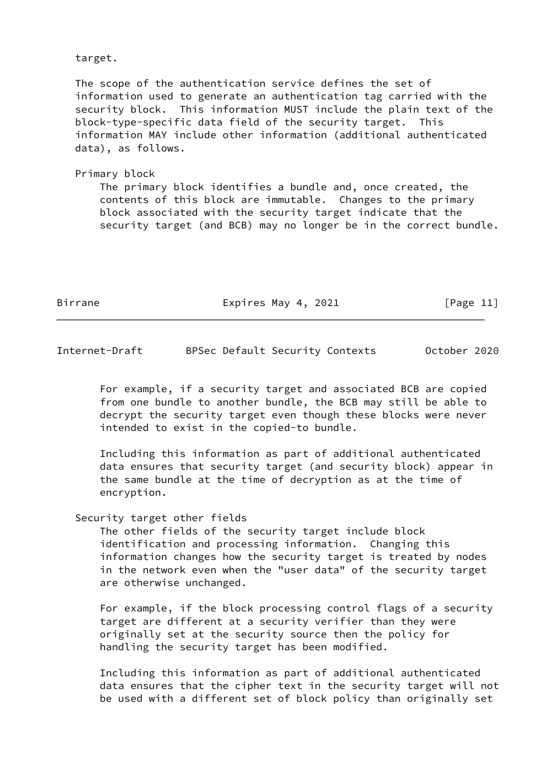target.

The scope of the authentication service defines the set of information used to generate an authentication tag carried with the security block. This information MUST include the plain text of the block-type-specific data field of the security target. This information MAY include other information (additional authenticated data), as follows.

Primary block

The primary block identifies a bundle and, once created, the contents of this block are immutable. Changes to the primary block associated with the security target indicate that the security target (and BCB) may no longer be in the correct bundle.

For example, if a security target and associated BCB are copied from one bundle to another bundle, the BCB may still be able to decrypt the security target even though these blocks were never intended to exist in the copied-to bundle.

Including this information as part of additional authenticated data ensures that security target (and security block) appear in the same bundle at the time of decryption as at the time of encryption.

Security target other fields

The other fields of the security target include block identification and processing information. Changing this information changes how the security target is treated by nodes in the network even when the "user data" of the security target are otherwise unchanged.

For example, if the block processing control flags of a security target are different at a security verifier than they were originally set at the security source then the policy for handling the security target has been modified.

Including this information as part of additional authenticated data ensures that the cipher text in the security target will not be used with a different set of block policy than originally set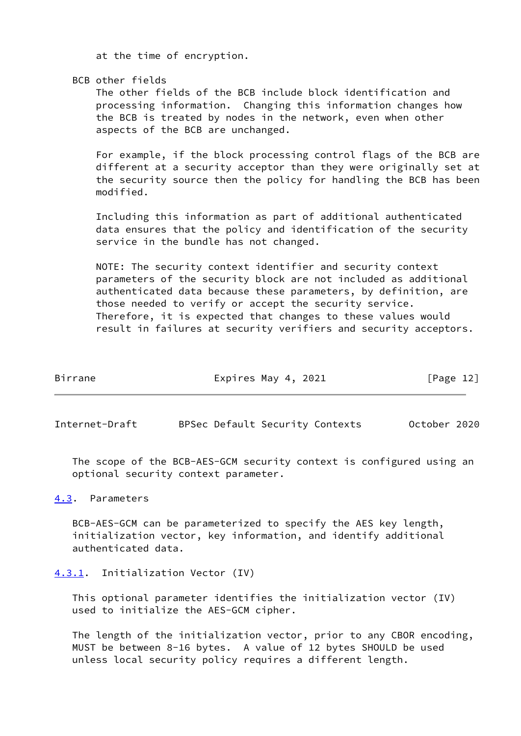at the time of encryption.

BCB other fields

The other fields of the BCB include block identification and processing information. Changing this information changes how the BCB is treated by nodes in the network, even when other aspects of the BCB are unchanged.

For example, if the block processing control flags of the BCB are different at a security acceptor than they were originally set at the security source then the policy for handling the BCB has been modified.

Including this information as part of additional authenticated data ensures that the policy and identification of the security service in the bundle has not changed.

NOTE: The security context identifier and security context parameters of the security block are not included as additional authenticated data because these parameters, by definition, are those needed to verify or accept the security service. Therefore, it is expected that changes to these values would result in failures at security verifiers and security acceptors.

The scope of the BCB-AES-GCM security context is configured using an optional security context parameter.

### 4.3. Parameters

BCB-AES-GCM can be parameterized to specify the AES key length, initialization vector, key information, and identify additional authenticated data.

#### 4.3.1. Initialization Vector (IV)

This optional parameter identifies the initialization vector (IV) used to initialize the AES-GCM cipher.

The length of the initialization vector, prior to any CBOR encoding, MUST be between 8-16 bytes. A value of 12 bytes SHOULD be used unless local security policy requires a different length.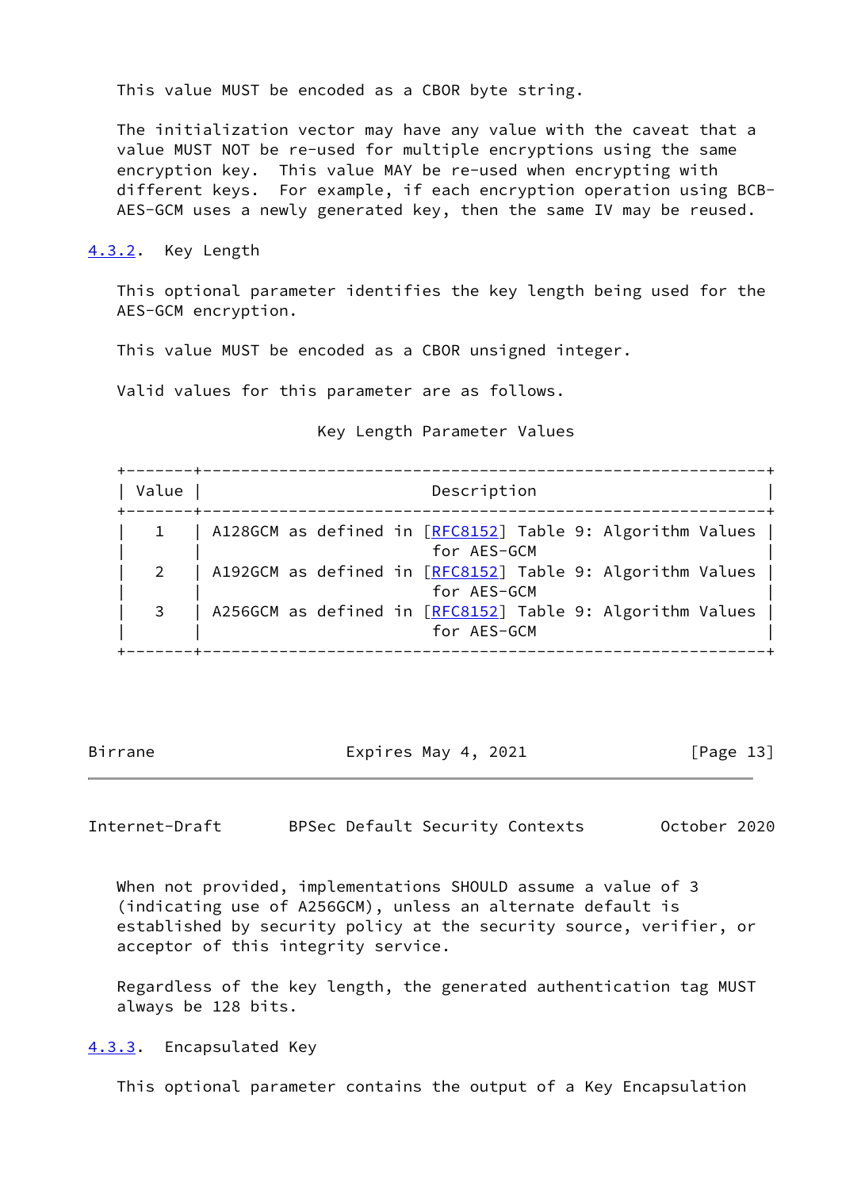This value MUST be encoded as a CBOR byte string.

The initialization vector may have any value with the caveat that a value MUST NOT be re-used for multiple encryptions using the same encryption key. This value MAY be re-used when encrypting with different keys. For example, if each encryption operation using BCB-AES-GCM uses a newly generated key, then the same IV may be reused.

### 4.3.2. Key Length

This optional parameter identifies the key length being used for the AES-GCM encryption.

This value MUST be encoded as a CBOR unsigned integer.

Valid values for this parameter are as follows.

Key Length Parameter Values

| Value | Description |
|---|---|
| 1 | A128GCM as defined in [RFC8152] Table 9: Algorithm Values for AES-GCM |
| 2 | A192GCM as defined in [RFC8152] Table 9: Algorithm Values for AES-GCM |
| 3 | A256GCM as defined in [RFC8152] Table 9: Algorithm Values for AES-GCM |

When not provided, implementations SHOULD assume a value of 3 (indicating use of A256GCM), unless an alternate default is established by security policy at the security source, verifier, or acceptor of this integrity service.

Regardless of the key length, the generated authentication tag MUST always be 128 bits.

### 4.3.3. Encapsulated Key

This optional parameter contains the output of a Key Encapsulation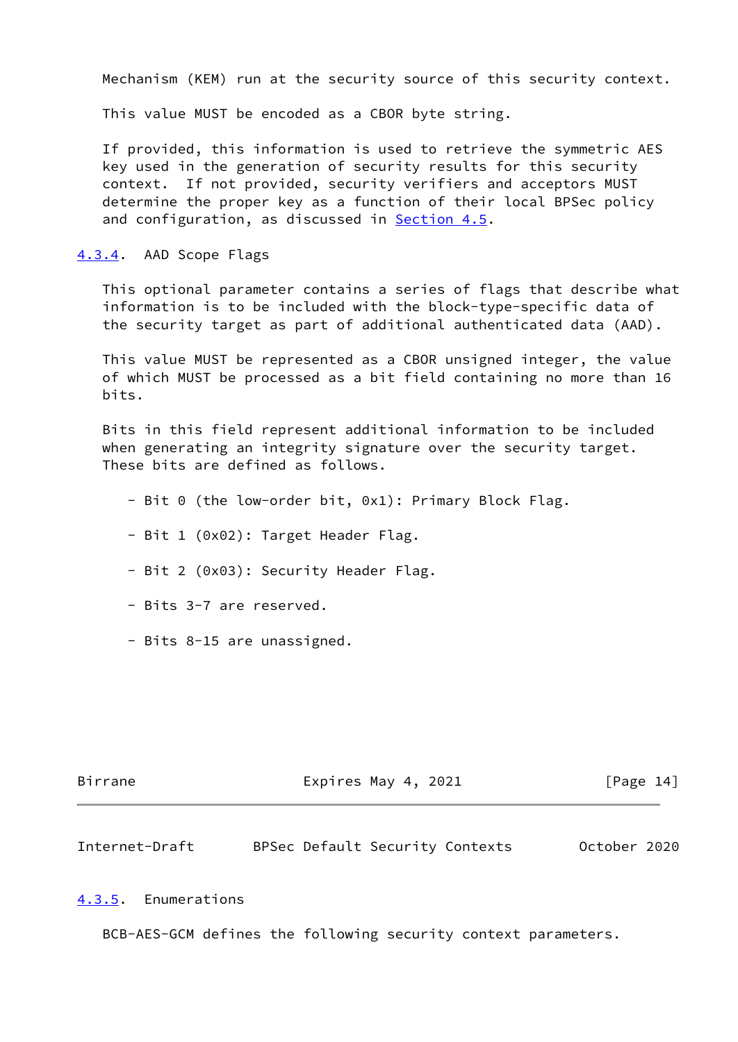Mechanism (KEM) run at the security source of this security context.

This value MUST be encoded as a CBOR byte string.

If provided, this information is used to retrieve the symmetric AES key used in the generation of security results for this security context. If not provided, security verifiers and acceptors MUST determine the proper key as a function of their local BPSec policy and configuration, as discussed in Section 4.5.

### 4.3.4. AAD Scope Flags

This optional parameter contains a series of flags that describe what information is to be included with the block-type-specific data of the security target as part of additional authenticated data (AAD).

This value MUST be represented as a CBOR unsigned integer, the value of which MUST be processed as a bit field containing no more than 16 bits.

Bits in this field represent additional information to be included when generating an integrity signature over the security target. These bits are defined as follows.

- Bit 0 (the low-order bit, 0x1): Primary Block Flag.

- Bit 1 (0x02): Target Header Flag.

- Bit 2 (0x03): Security Header Flag.

- Bits 3-7 are reserved.

- Bits 8-15 are unassigned.

### 4.3.5. Enumerations

BCB-AES-GCM defines the following security context parameters.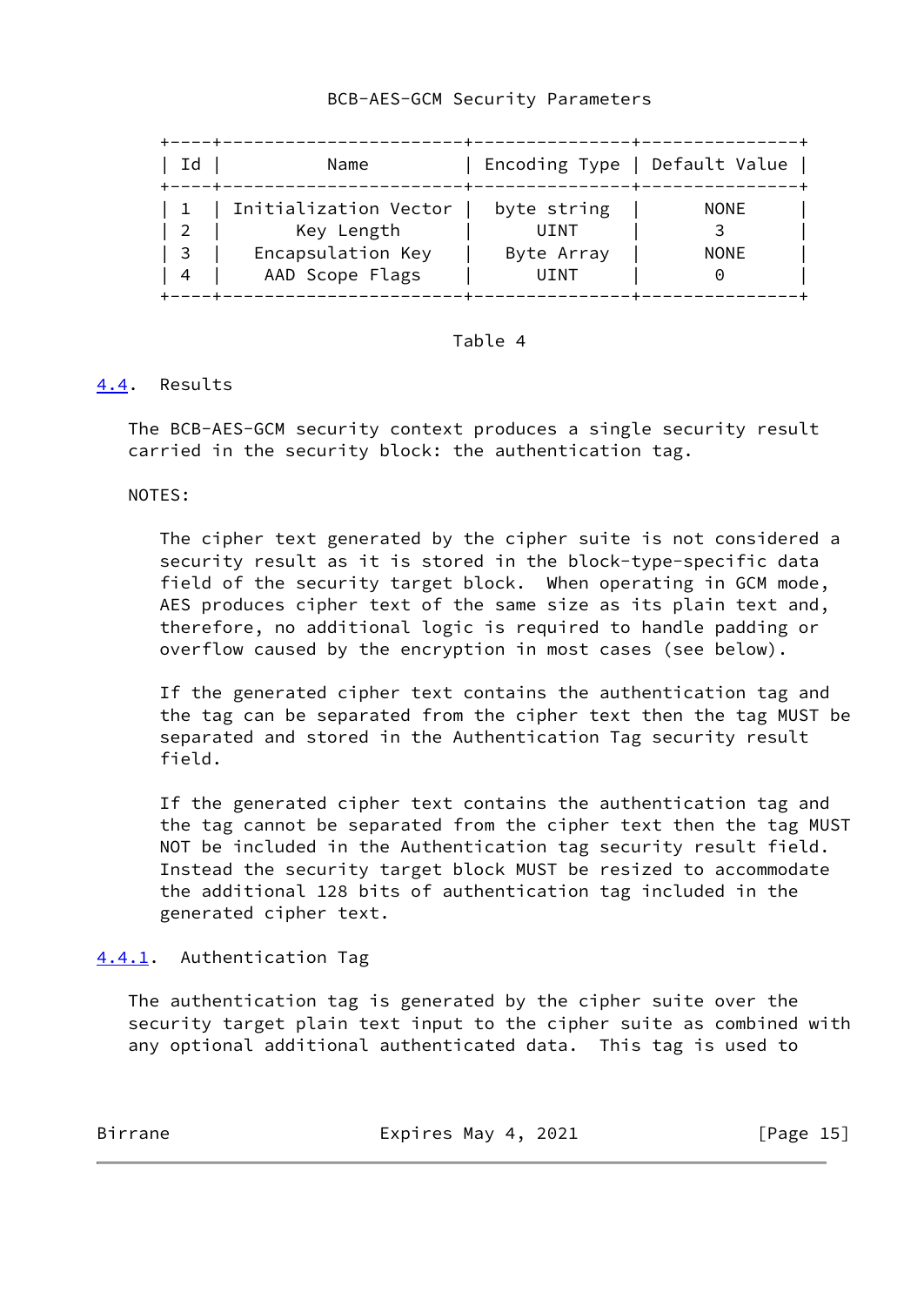BCB-AES-GCM Security Parameters

| Id | Name | Encoding Type | Default Value |
|---|---|---|---|
| 1 | Initialization Vector | byte string | NONE |
| 2 | Key Length | UINT | 3 |
| 3 | Encapsulation Key | Byte Array | NONE |
| 4 | AAD Scope Flags | UINT | 0 |

Table 4

### 4.4. Results

The BCB-AES-GCM security context produces a single security result carried in the security block: the authentication tag.

NOTES:

The cipher text generated by the cipher suite is not considered a security result as it is stored in the block-type-specific data field of the security target block. When operating in GCM mode, AES produces cipher text of the same size as its plain text and, therefore, no additional logic is required to handle padding or overflow caused by the encryption in most cases (see below).

If the generated cipher text contains the authentication tag and the tag can be separated from the cipher text then the tag MUST be separated and stored in the Authentication Tag security result field.

If the generated cipher text contains the authentication tag and the tag cannot be separated from the cipher text then the tag MUST NOT be included in the Authentication tag security result field. Instead the security target block MUST be resized to accommodate the additional 128 bits of authentication tag included in the generated cipher text.

#### 4.4.1. Authentication Tag

The authentication tag is generated by the cipher suite over the security target plain text input to the cipher suite as combined with any optional additional authenticated data. This tag is used to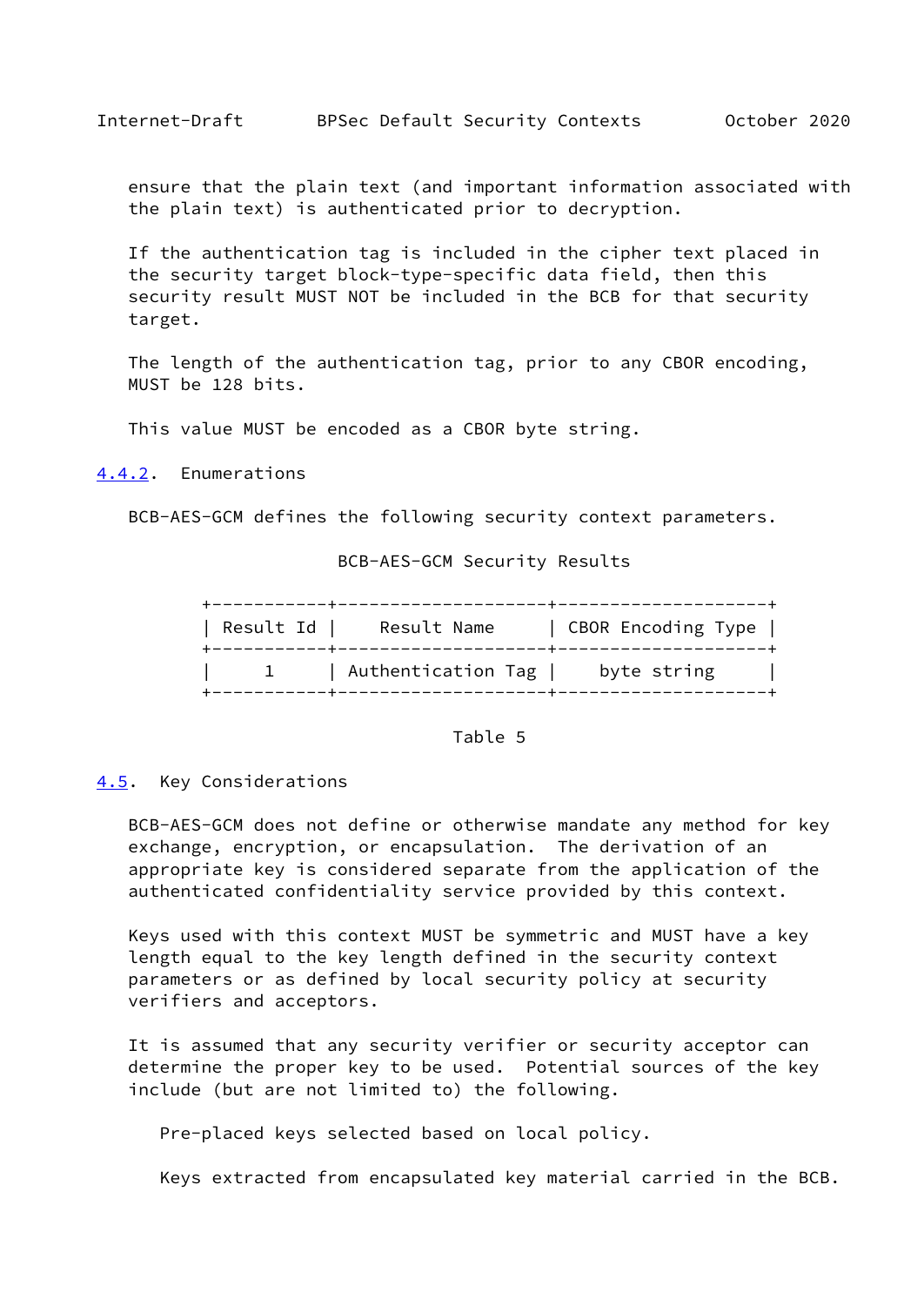ensure that the plain text (and important information associated with the plain text) is authenticated prior to decryption.

If the authentication tag is included in the cipher text placed in the security target block-type-specific data field, then this security result MUST NOT be included in the BCB for that security target.

The length of the authentication tag, prior to any CBOR encoding, MUST be 128 bits.

This value MUST be encoded as a CBOR byte string.

### 4.4.2. Enumerations

BCB-AES-GCM defines the following security context parameters.

BCB-AES-GCM Security Results

| Result Id | Result Name | CBOR Encoding Type |
|---|---|---|
| 1 | Authentication Tag | byte string |

Table 5

## 4.5. Key Considerations

BCB-AES-GCM does not define or otherwise mandate any method for key exchange, encryption, or encapsulation. The derivation of an appropriate key is considered separate from the application of the authenticated confidentiality service provided by this context.

Keys used with this context MUST be symmetric and MUST have a key length equal to the key length defined in the security context parameters or as defined by local security policy at security verifiers and acceptors.

It is assumed that any security verifier or security acceptor can determine the proper key to be used. Potential sources of the key include (but are not limited to) the following.

Pre-placed keys selected based on local policy.

Keys extracted from encapsulated key material carried in the BCB.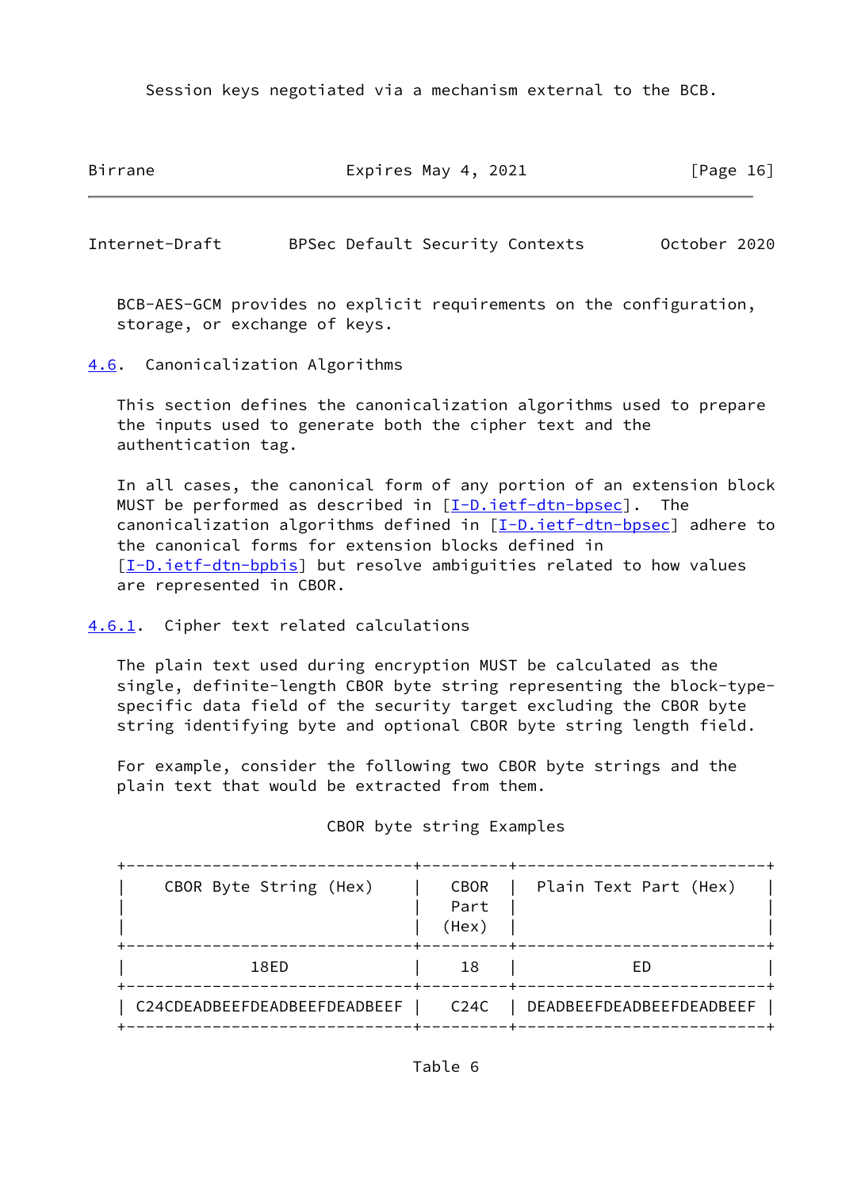Session keys negotiated via a mechanism external to the BCB.

BCB-AES-GCM provides no explicit requirements on the configuration, storage, or exchange of keys.

### 4.6. Canonicalization Algorithms

This section defines the canonicalization algorithms used to prepare the inputs used to generate both the cipher text and the authentication tag.

In all cases, the canonical form of any portion of an extension block MUST be performed as described in [I-D.ietf-dtn-bpsec]. The canonicalization algorithms defined in [I-D.ietf-dtn-bpsec] adhere to the canonical forms for extension blocks defined in [I-D.ietf-dtn-bpbis] but resolve ambiguities related to how values are represented in CBOR.

#### 4.6.1. Cipher text related calculations

The plain text used during encryption MUST be calculated as the single, definite-length CBOR byte string representing the block-type-specific data field of the security target excluding the CBOR byte string identifying byte and optional CBOR byte string length field.

For example, consider the following two CBOR byte strings and the plain text that would be extracted from them.

CBOR byte string Examples

| CBOR Byte String (Hex) | CBOR Part (Hex) | Plain Text Part (Hex) |
| --- | --- | --- |
| 18ED | 18 | ED |
| C24CDEADBEEFDEADBEEFDEADBEEF | C24C | DEADBEEFDEADBEEFDEADBEEF |

Table 6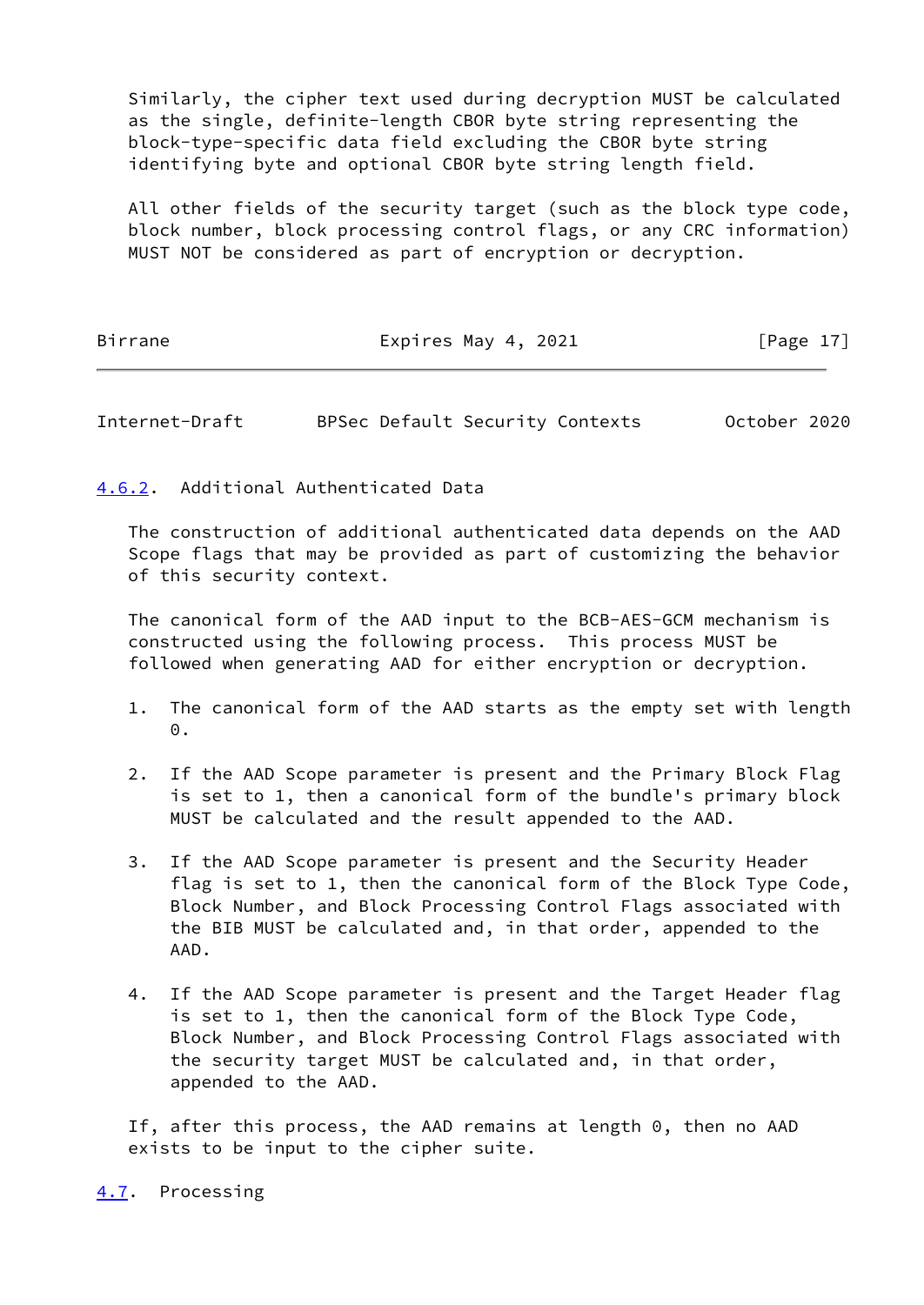Similarly, the cipher text used during decryption MUST be calculated as the single, definite-length CBOR byte string representing the block-type-specific data field excluding the CBOR byte string identifying byte and optional CBOR byte string length field.

All other fields of the security target (such as the block type code, block number, block processing control flags, or any CRC information) MUST NOT be considered as part of encryption or decryption.

#### 4.6.2. Additional Authenticated Data

The construction of additional authenticated data depends on the AAD Scope flags that may be provided as part of customizing the behavior of this security context.

The canonical form of the AAD input to the BCB-AES-GCM mechanism is constructed using the following process. This process MUST be followed when generating AAD for either encryption or decryption.

1. The canonical form of the AAD starts as the empty set with length 0.

2. If the AAD Scope parameter is present and the Primary Block Flag is set to 1, then a canonical form of the bundle's primary block MUST be calculated and the result appended to the AAD.

3. If the AAD Scope parameter is present and the Security Header flag is set to 1, then the canonical form of the Block Type Code, Block Number, and Block Processing Control Flags associated with the BIB MUST be calculated and, in that order, appended to the AAD.

4. If the AAD Scope parameter is present and the Target Header flag is set to 1, then the canonical form of the Block Type Code, Block Number, and Block Processing Control Flags associated with the security target MUST be calculated and, in that order, appended to the AAD.

If, after this process, the AAD remains at length 0, then no AAD exists to be input to the cipher suite.

### 4.7. Processing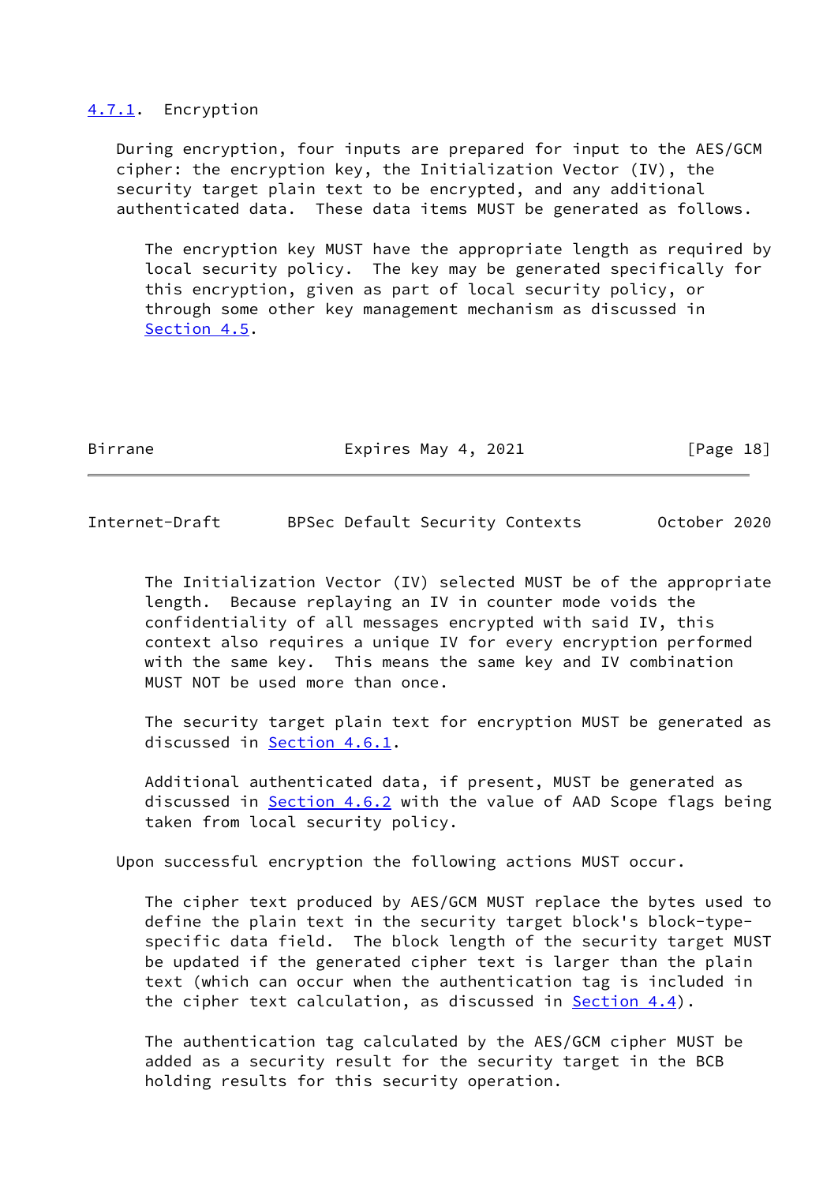#### 4.7.1. Encryption

During encryption, four inputs are prepared for input to the AES/GCM cipher: the encryption key, the Initialization Vector (IV), the security target plain text to be encrypted, and any additional authenticated data. These data items MUST be generated as follows.

The encryption key MUST have the appropriate length as required by local security policy. The key may be generated specifically for this encryption, given as part of local security policy, or through some other key management mechanism as discussed in Section 4.5.

The Initialization Vector (IV) selected MUST be of the appropriate length. Because replaying an IV in counter mode voids the confidentiality of all messages encrypted with said IV, this context also requires a unique IV for every encryption performed with the same key. This means the same key and IV combination MUST NOT be used more than once.

The security target plain text for encryption MUST be generated as discussed in Section 4.6.1.

Additional authenticated data, if present, MUST be generated as discussed in Section 4.6.2 with the value of AAD Scope flags being taken from local security policy.

Upon successful encryption the following actions MUST occur.

The cipher text produced by AES/GCM MUST replace the bytes used to define the plain text in the security target block's block-type-specific data field. The block length of the security target MUST be updated if the generated cipher text is larger than the plain text (which can occur when the authentication tag is included in the cipher text calculation, as discussed in Section 4.4).

The authentication tag calculated by the AES/GCM cipher MUST be added as a security result for the security target in the BCB holding results for this security operation.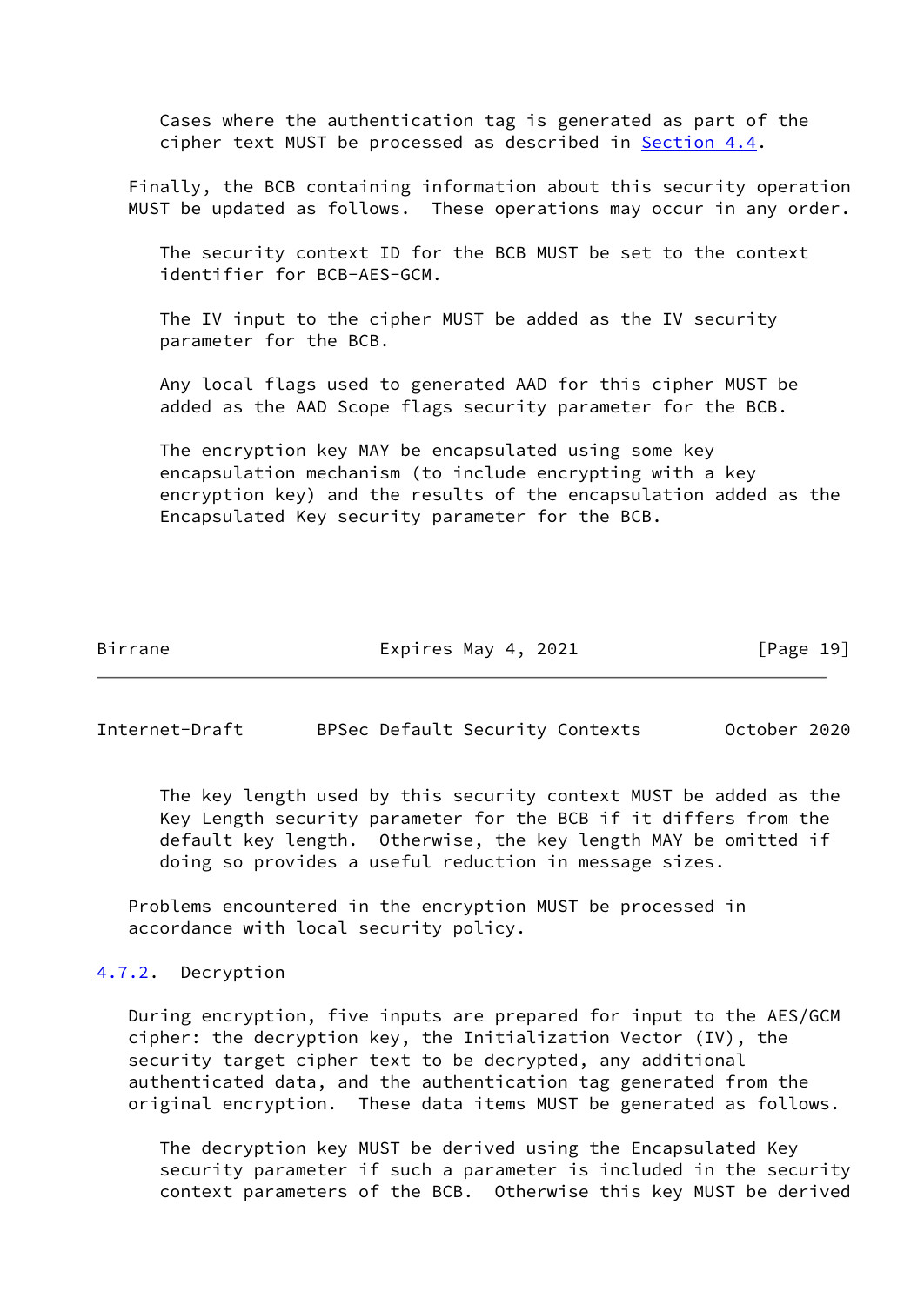Cases where the authentication tag is generated as part of the cipher text MUST be processed as described in Section 4.4.

Finally, the BCB containing information about this security operation MUST be updated as follows. These operations may occur in any order.

The security context ID for the BCB MUST be set to the context identifier for BCB-AES-GCM.

The IV input to the cipher MUST be added as the IV security parameter for the BCB.

Any local flags used to generated AAD for this cipher MUST be added as the AAD Scope flags security parameter for the BCB.

The encryption key MAY be encapsulated using some key encapsulation mechanism (to include encrypting with a key encryption key) and the results of the encapsulation added as the Encapsulated Key security parameter for the BCB.

The key length used by this security context MUST be added as the Key Length security parameter for the BCB if it differs from the default key length. Otherwise, the key length MAY be omitted if doing so provides a useful reduction in message sizes.

Problems encountered in the encryption MUST be processed in accordance with local security policy.

#### 4.7.2. Decryption

During encryption, five inputs are prepared for input to the AES/GCM cipher: the decryption key, the Initialization Vector (IV), the security target cipher text to be decrypted, any additional authenticated data, and the authentication tag generated from the original encryption. These data items MUST be generated as follows.

The decryption key MUST be derived using the Encapsulated Key security parameter if such a parameter is included in the security context parameters of the BCB. Otherwise this key MUST be derived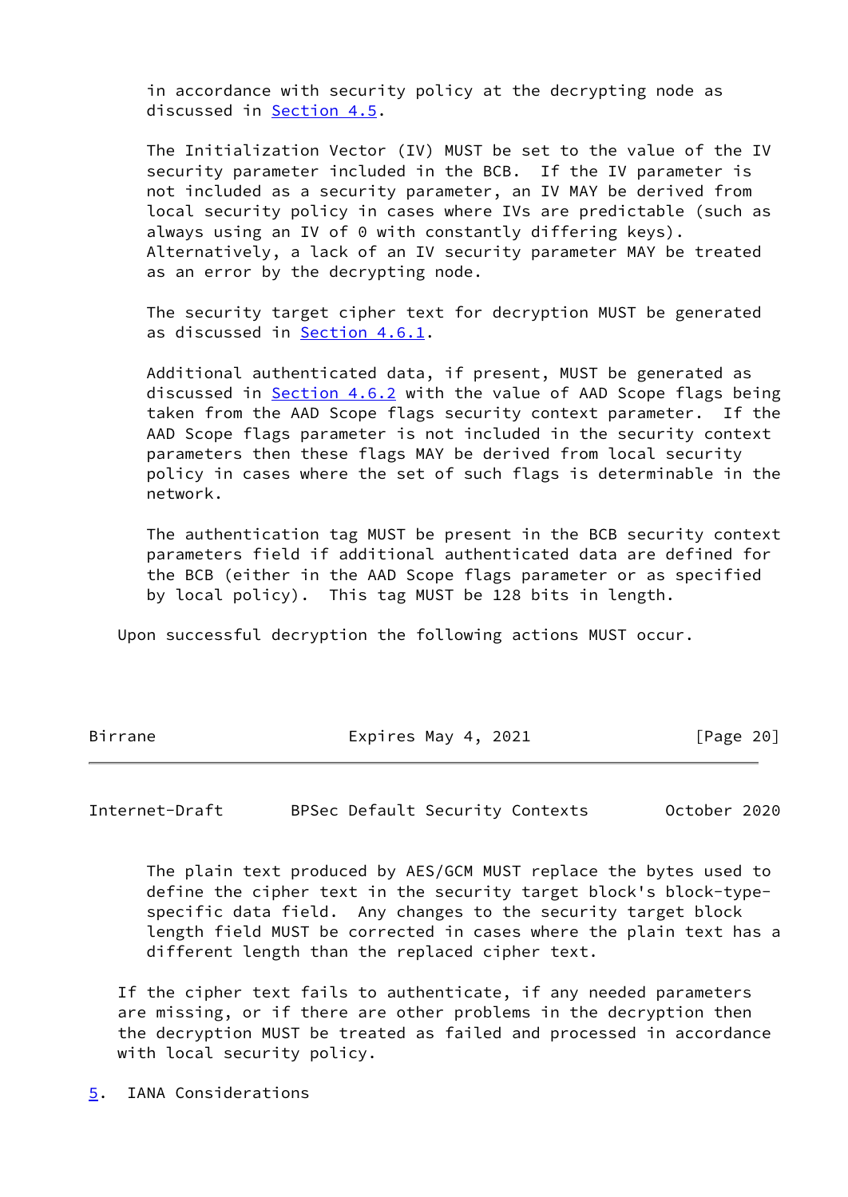in accordance with security policy at the decrypting node as discussed in Section 4.5.

The Initialization Vector (IV) MUST be set to the value of the IV security parameter included in the BCB. If the IV parameter is not included as a security parameter, an IV MAY be derived from local security policy in cases where IVs are predictable (such as always using an IV of 0 with constantly differing keys). Alternatively, a lack of an IV security parameter MAY be treated as an error by the decrypting node.

The security target cipher text for decryption MUST be generated as discussed in Section 4.6.1.

Additional authenticated data, if present, MUST be generated as discussed in Section 4.6.2 with the value of AAD Scope flags being taken from the AAD Scope flags security context parameter. If the AAD Scope flags parameter is not included in the security context parameters then these flags MAY be derived from local security policy in cases where the set of such flags is determinable in the network.

The authentication tag MUST be present in the BCB security context parameters field if additional authenticated data are defined for the BCB (either in the AAD Scope flags parameter or as specified by local policy). This tag MUST be 128 bits in length.

Upon successful decryption the following actions MUST occur.

The plain text produced by AES/GCM MUST replace the bytes used to define the cipher text in the security target block's block-type-specific data field. Any changes to the security target block length field MUST be corrected in cases where the plain text has a different length than the replaced cipher text.

If the cipher text fails to authenticate, if any needed parameters are missing, or if there are other problems in the decryption then the decryption MUST be treated as failed and processed in accordance with local security policy.

# 5. IANA Considerations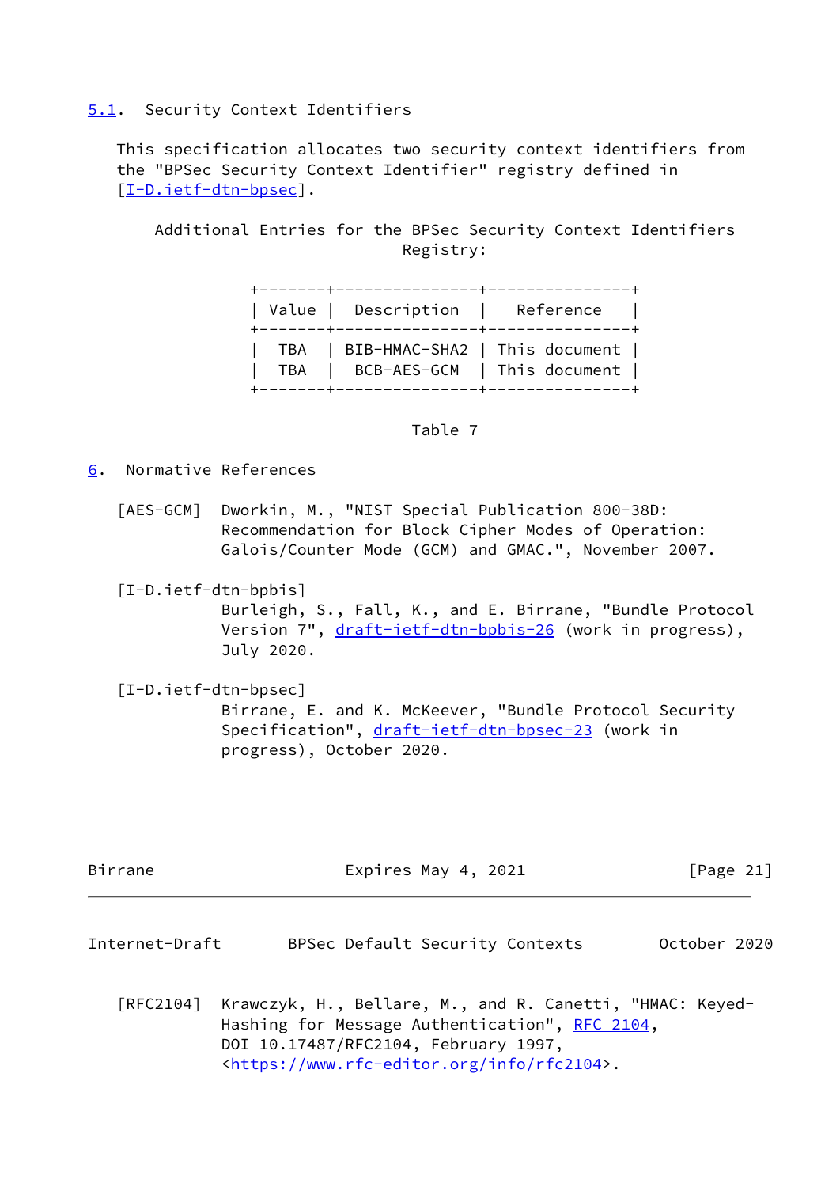### 5.1. Security Context Identifiers

This specification allocates two security context identifiers from the "BPSec Security Context Identifier" registry defined in [I-D.ietf-dtn-bpsec].

Additional Entries for the BPSec Security Context Identifiers Registry:

| Value | Description | Reference |
|---|---|---|
| TBA | BIB-HMAC-SHA2 | This document |
| TBA | BCB-AES-GCM | This document |

Table 7

## 6. Normative References

[AES-GCM] Dworkin, M., "NIST Special Publication 800-38D: Recommendation for Block Cipher Modes of Operation: Galois/Counter Mode (GCM) and GMAC.", November 2007.

[I-D.ietf-dtn-bpbis] Burleigh, S., Fall, K., and E. Birrane, "Bundle Protocol Version 7", draft-ietf-dtn-bpbis-26 (work in progress), July 2020.

[I-D.ietf-dtn-bpsec] Birrane, E. and K. McKeever, "Bundle Protocol Security Specification", draft-ietf-dtn-bpsec-23 (work in progress), October 2020.

[RFC2104] Krawczyk, H., Bellare, M., and R. Canetti, "HMAC: Keyed-Hashing for Message Authentication", RFC 2104, DOI 10.17487/RFC2104, February 1997, <https://www.rfc-editor.org/info/rfc2104>.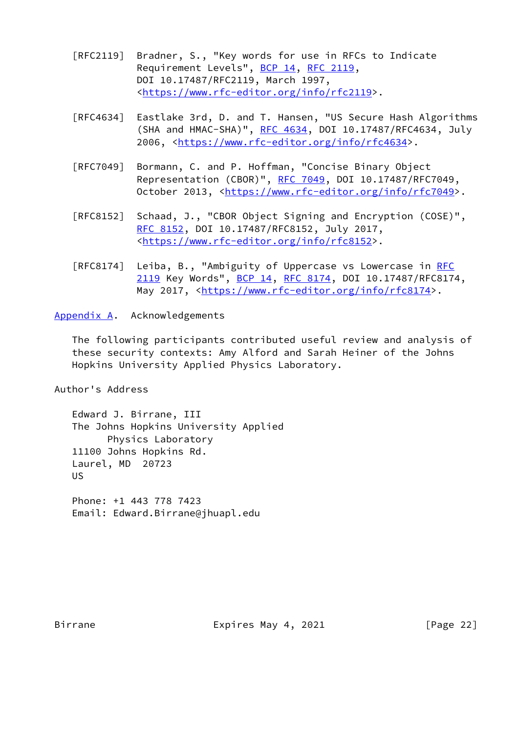[RFC2119] Bradner, S., "Key words for use in RFCs to Indicate Requirement Levels", BCP 14, RFC 2119, DOI 10.17487/RFC2119, March 1997, <https://www.rfc-editor.org/info/rfc2119>.

[RFC4634] Eastlake 3rd, D. and T. Hansen, "US Secure Hash Algorithms (SHA and HMAC-SHA)", RFC 4634, DOI 10.17487/RFC4634, July 2006, <https://www.rfc-editor.org/info/rfc4634>.

[RFC7049] Bormann, C. and P. Hoffman, "Concise Binary Object Representation (CBOR)", RFC 7049, DOI 10.17487/RFC7049, October 2013, <https://www.rfc-editor.org/info/rfc7049>.

[RFC8152] Schaad, J., "CBOR Object Signing and Encryption (COSE)", RFC 8152, DOI 10.17487/RFC8152, July 2017, <https://www.rfc-editor.org/info/rfc8152>.

[RFC8174] Leiba, B., "Ambiguity of Uppercase vs Lowercase in RFC 2119 Key Words", BCP 14, RFC 8174, DOI 10.17487/RFC8174, May 2017, <https://www.rfc-editor.org/info/rfc8174>.

## Appendix A. Acknowledgements

The following participants contributed useful review and analysis of these security contexts: Amy Alford and Sarah Heiner of the Johns Hopkins University Applied Physics Laboratory.

## Author's Address

Edward J. Birrane, III
The Johns Hopkins University Applied Physics Laboratory
11100 Johns Hopkins Rd.
Laurel, MD 20723
US

Phone: +1 443 778 7423
Email: Edward.Birrane@jhuapl.edu